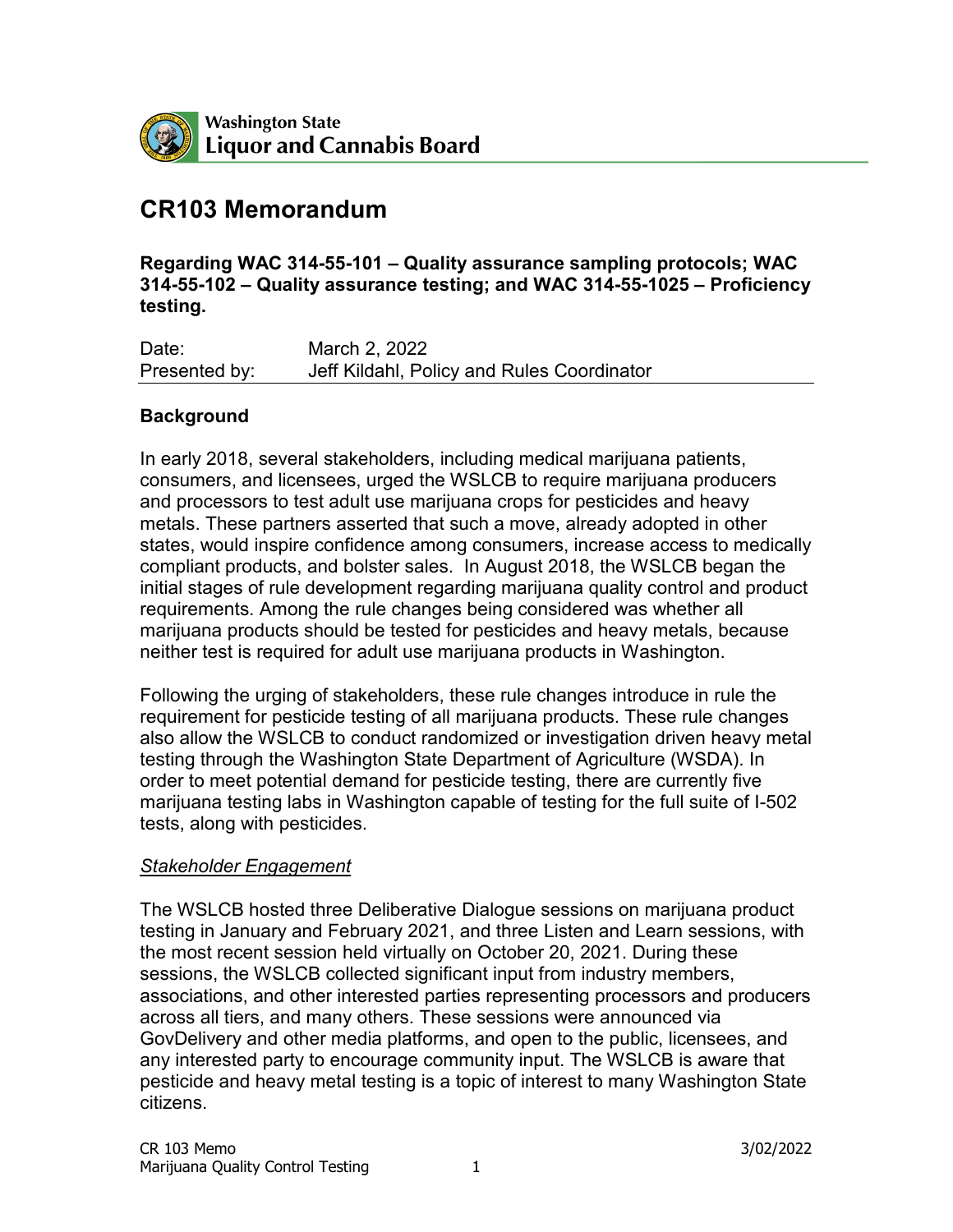Washington State
Liquor and Cannabis Board

# CR103 Memorandum

**Regarding WAC 314-55-101 – Quality assurance sampling protocols; WAC 314-55-102 – Quality assurance testing; and WAC 314-55-1025 – Proficiency testing.**

| Date: | March 2, 2022 |
|---|---|
| Presented by: | Jeff Kildahl, Policy and Rules Coordinator |

## Background

In early 2018, several stakeholders, including medical marijuana patients, consumers, and licensees, urged the WSLCB to require marijuana producers and processors to test adult use marijuana crops for pesticides and heavy metals. These partners asserted that such a move, already adopted in other states, would inspire confidence among consumers, increase access to medically compliant products, and bolster sales. In August 2018, the WSLCB began the initial stages of rule development regarding marijuana quality control and product requirements. Among the rule changes being considered was whether all marijuana products should be tested for pesticides and heavy metals, because neither test is required for adult use marijuana products in Washington.

Following the urging of stakeholders, these rule changes introduce in rule the requirement for pesticide testing of all marijuana products. These rule changes also allow the WSLCB to conduct randomized or investigation driven heavy metal testing through the Washington State Department of Agriculture (WSDA). In order to meet potential demand for pesticide testing, there are currently five marijuana testing labs in Washington capable of testing for the full suite of I-502 tests, along with pesticides.

### *Stakeholder Engagement*

The WSLCB hosted three Deliberative Dialogue sessions on marijuana product testing in January and February 2021, and three Listen and Learn sessions, with the most recent session held virtually on October 20, 2021. During these sessions, the WSLCB collected significant input from industry members, associations, and other interested parties representing processors and producers across all tiers, and many others. These sessions were announced via GovDelivery and other media platforms, and open to the public, licensees, and any interested party to encourage community input. The WSLCB is aware that pesticide and heavy metal testing is a topic of interest to many Washington State citizens.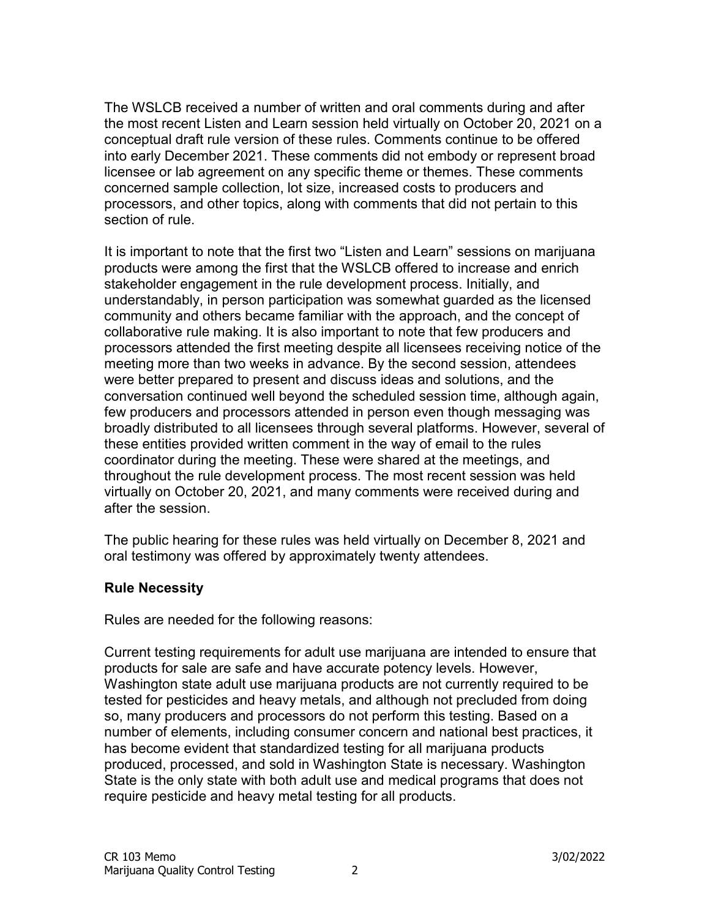The WSLCB received a number of written and oral comments during and after the most recent Listen and Learn session held virtually on October 20, 2021 on a conceptual draft rule version of these rules. Comments continue to be offered into early December 2021. These comments did not embody or represent broad licensee or lab agreement on any specific theme or themes. These comments concerned sample collection, lot size, increased costs to producers and processors, and other topics, along with comments that did not pertain to this section of rule.

It is important to note that the first two "Listen and Learn" sessions on marijuana products were among the first that the WSLCB offered to increase and enrich stakeholder engagement in the rule development process. Initially, and understandably, in person participation was somewhat guarded as the licensed community and others became familiar with the approach, and the concept of collaborative rule making. It is also important to note that few producers and processors attended the first meeting despite all licensees receiving notice of the meeting more than two weeks in advance. By the second session, attendees were better prepared to present and discuss ideas and solutions, and the conversation continued well beyond the scheduled session time, although again, few producers and processors attended in person even though messaging was broadly distributed to all licensees through several platforms. However, several of these entities provided written comment in the way of email to the rules coordinator during the meeting. These were shared at the meetings, and throughout the rule development process. The most recent session was held virtually on October 20, 2021, and many comments were received during and after the session.

The public hearing for these rules was held virtually on December 8, 2021 and oral testimony was offered by approximately twenty attendees.

**Rule Necessity**

Rules are needed for the following reasons:

Current testing requirements for adult use marijuana are intended to ensure that products for sale are safe and have accurate potency levels. However, Washington state adult use marijuana products are not currently required to be tested for pesticides and heavy metals, and although not precluded from doing so, many producers and processors do not perform this testing. Based on a number of elements, including consumer concern and national best practices, it has become evident that standardized testing for all marijuana products produced, processed, and sold in Washington State is necessary. Washington State is the only state with both adult use and medical programs that does not require pesticide and heavy metal testing for all products.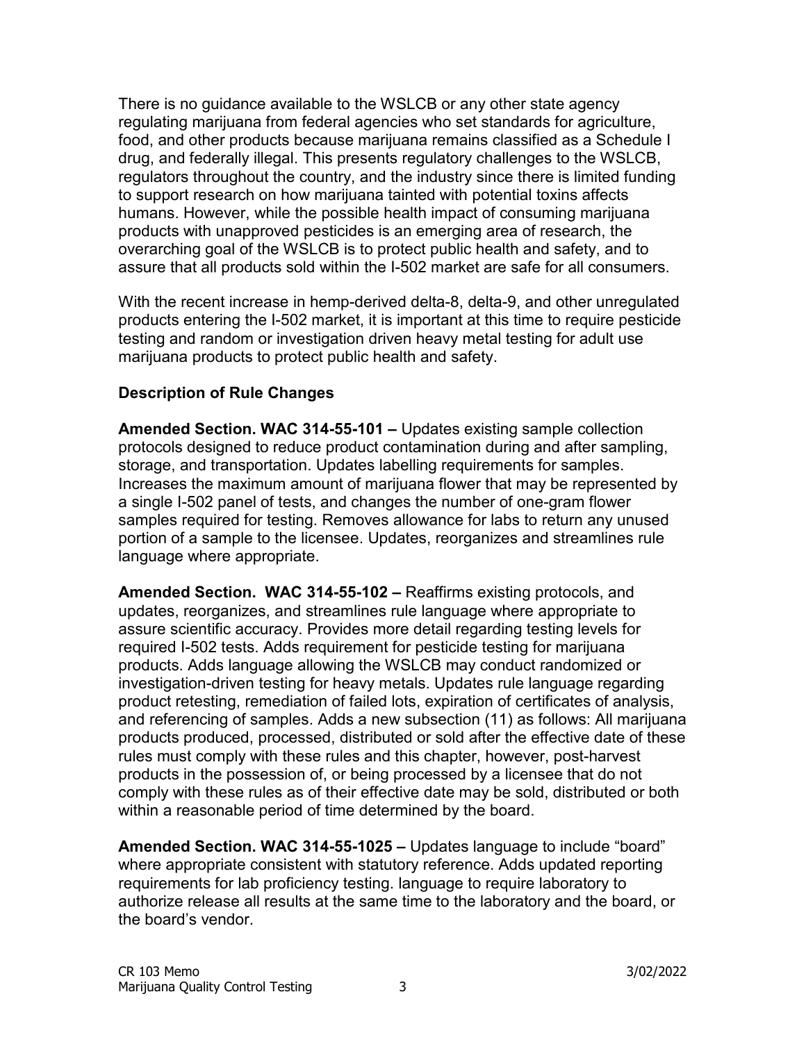There is no guidance available to the WSLCB or any other state agency regulating marijuana from federal agencies who set standards for agriculture, food, and other products because marijuana remains classified as a Schedule I drug, and federally illegal. This presents regulatory challenges to the WSLCB, regulators throughout the country, and the industry since there is limited funding to support research on how marijuana tainted with potential toxins affects humans. However, while the possible health impact of consuming marijuana products with unapproved pesticides is an emerging area of research, the overarching goal of the WSLCB is to protect public health and safety, and to assure that all products sold within the I-502 market are safe for all consumers.

With the recent increase in hemp-derived delta-8, delta-9, and other unregulated products entering the I-502 market, it is important at this time to require pesticide testing and random or investigation driven heavy metal testing for adult use marijuana products to protect public health and safety.

## Description of Rule Changes

**Amended Section. WAC 314-55-101 –** Updates existing sample collection protocols designed to reduce product contamination during and after sampling, storage, and transportation. Updates labelling requirements for samples. Increases the maximum amount of marijuana flower that may be represented by a single I-502 panel of tests, and changes the number of one-gram flower samples required for testing. Removes allowance for labs to return any unused portion of a sample to the licensee. Updates, reorganizes and streamlines rule language where appropriate.

**Amended Section. WAC 314-55-102 –** Reaffirms existing protocols, and updates, reorganizes, and streamlines rule language where appropriate to assure scientific accuracy. Provides more detail regarding testing levels for required I-502 tests. Adds requirement for pesticide testing for marijuana products. Adds language allowing the WSLCB may conduct randomized or investigation-driven testing for heavy metals. Updates rule language regarding product retesting, remediation of failed lots, expiration of certificates of analysis, and referencing of samples. Adds a new subsection (11) as follows: All marijuana products produced, processed, distributed or sold after the effective date of these rules must comply with these rules and this chapter, however, post-harvest products in the possession of, or being processed by a licensee that do not comply with these rules as of their effective date may be sold, distributed or both within a reasonable period of time determined by the board.

**Amended Section. WAC 314-55-1025 –** Updates language to include "board" where appropriate consistent with statutory reference. Adds updated reporting requirements for lab proficiency testing. language to require laboratory to authorize release all results at the same time to the laboratory and the board, or the board's vendor.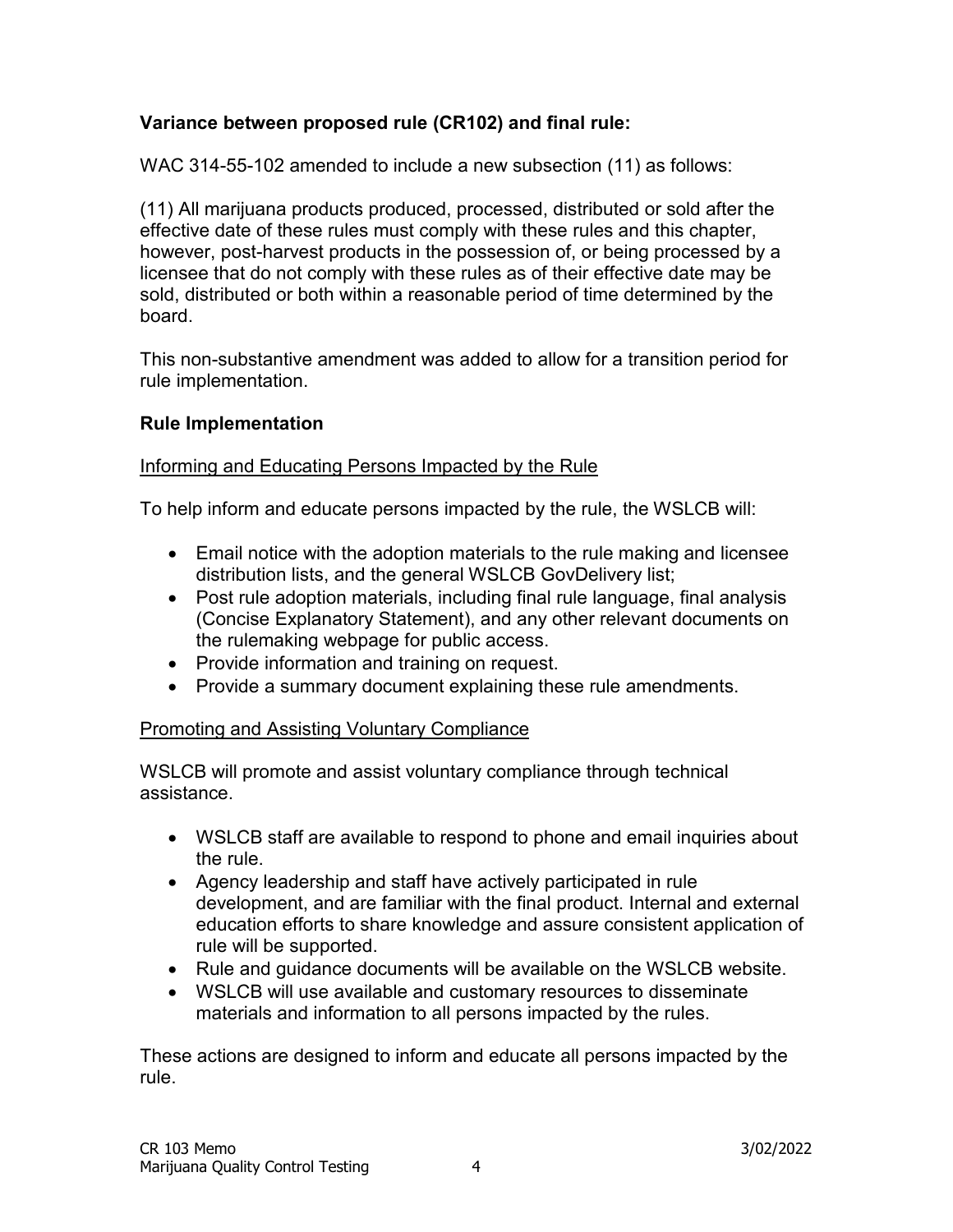**Variance between proposed rule (CR102) and final rule:**

WAC 314-55-102 amended to include a new subsection (11) as follows:

(11) All marijuana products produced, processed, distributed or sold after the effective date of these rules must comply with these rules and this chapter, however, post-harvest products in the possession of, or being processed by a licensee that do not comply with these rules as of their effective date may be sold, distributed or both within a reasonable period of time determined by the board.

This non-substantive amendment was added to allow for a transition period for rule implementation.

**Rule Implementation**

Informing and Educating Persons Impacted by the Rule

To help inform and educate persons impacted by the rule, the WSLCB will:

- Email notice with the adoption materials to the rule making and licensee distribution lists, and the general WSLCB GovDelivery list;
- Post rule adoption materials, including final rule language, final analysis (Concise Explanatory Statement), and any other relevant documents on the rulemaking webpage for public access.
- Provide information and training on request.
- Provide a summary document explaining these rule amendments.

Promoting and Assisting Voluntary Compliance

WSLCB will promote and assist voluntary compliance through technical assistance.

- WSLCB staff are available to respond to phone and email inquiries about the rule.
- Agency leadership and staff have actively participated in rule development, and are familiar with the final product. Internal and external education efforts to share knowledge and assure consistent application of rule will be supported.
- Rule and guidance documents will be available on the WSLCB website.
- WSLCB will use available and customary resources to disseminate materials and information to all persons impacted by the rules.

These actions are designed to inform and educate all persons impacted by the rule.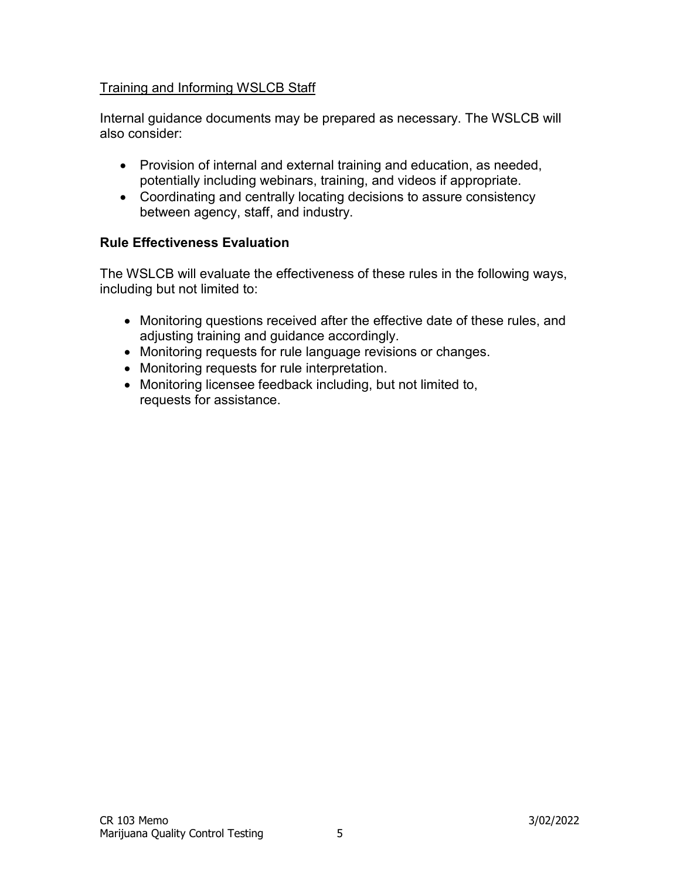Training and Informing WSLCB Staff

Internal guidance documents may be prepared as necessary. The WSLCB will also consider:

- Provision of internal and external training and education, as needed, potentially including webinars, training, and videos if appropriate.
- Coordinating and centrally locating decisions to assure consistency between agency, staff, and industry.

**Rule Effectiveness Evaluation**

The WSLCB will evaluate the effectiveness of these rules in the following ways, including but not limited to:

- Monitoring questions received after the effective date of these rules, and adjusting training and guidance accordingly.
- Monitoring requests for rule language revisions or changes.
- Monitoring requests for rule interpretation.
- Monitoring licensee feedback including, but not limited to, requests for assistance.